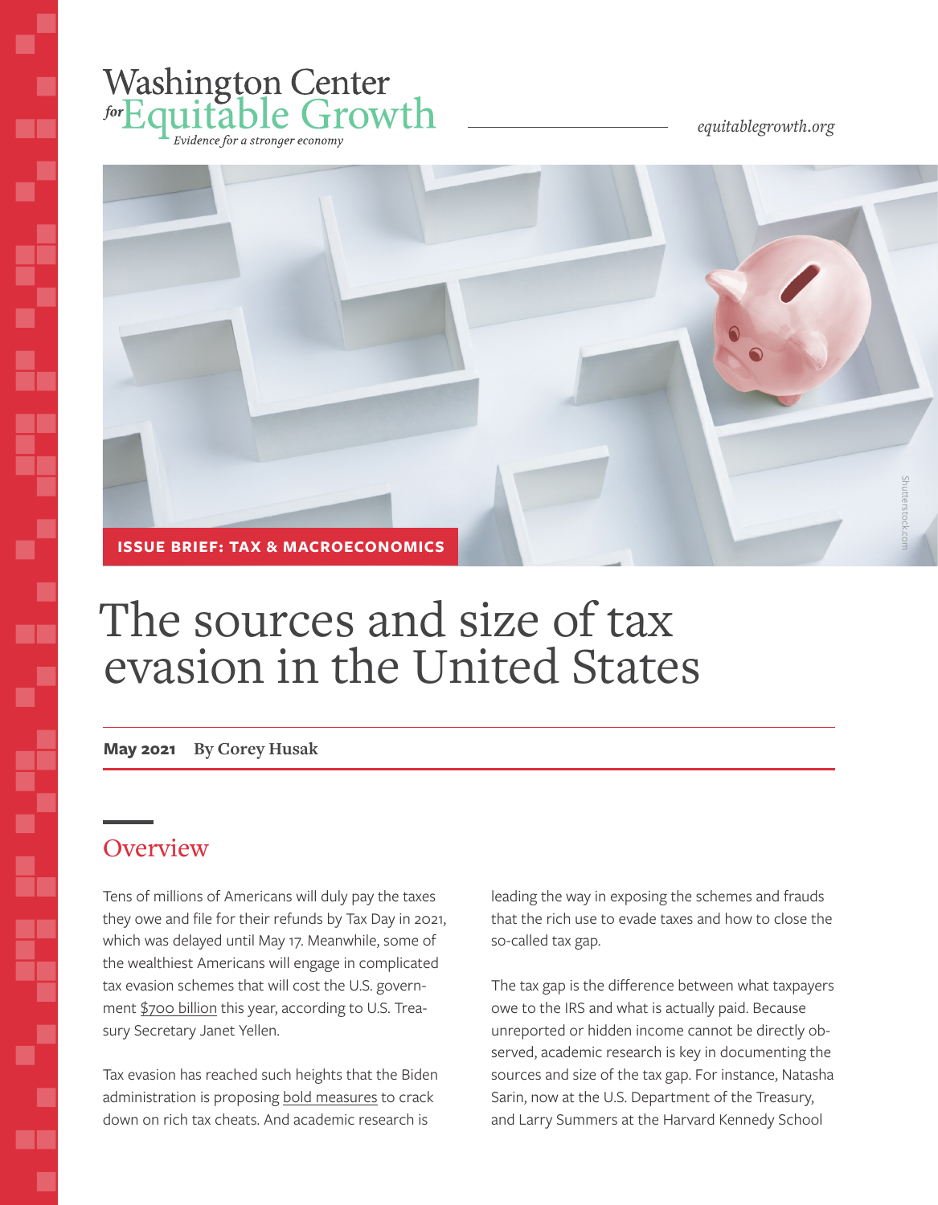Washington Center *for* Equitable Growth

*Evidence for a stronger economy*

*equitablegrowth.org*

**ISSUE BRIEF: TAX & MACROECONOMICS**

# The sources and size of tax evasion in the United States

**May 2021** **By Corey Husak**

## Overview

Tens of millions of Americans will duly pay the taxes they owe and file for their refunds by Tax Day in 2021, which was delayed until May 17. Meanwhile, some of the wealthiest Americans will engage in complicated tax evasion schemes that will cost the U.S. government $700 billion this year, according to U.S. Treasury Secretary Janet Yellen.

Tax evasion has reached such heights that the Biden administration is proposing bold measures to crack down on rich tax cheats. And academic research is leading the way in exposing the schemes and frauds that the rich use to evade taxes and how to close the so-called tax gap.

The tax gap is the difference between what taxpayers owe to the IRS and what is actually paid. Because unreported or hidden income cannot be directly observed, academic research is key in documenting the sources and size of the tax gap. For instance, Natasha Sarin, now at the U.S. Department of the Treasury, and Larry Summers at the Harvard Kennedy School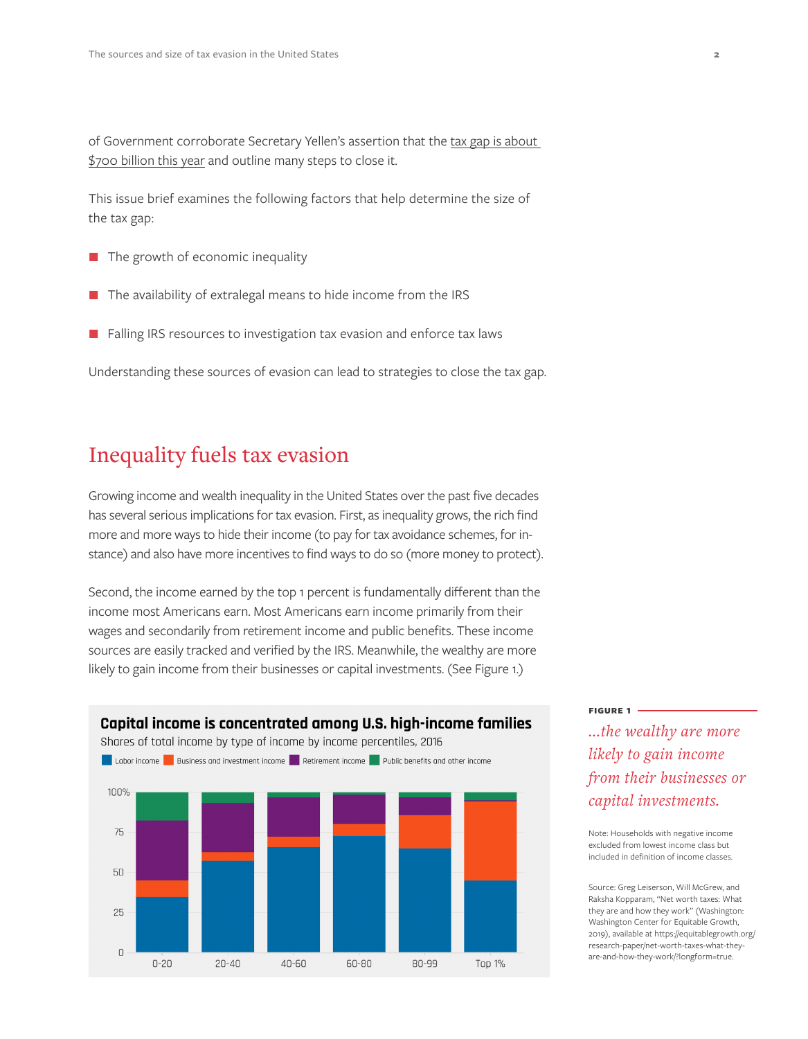of Government corroborate Secretary Yellen's assertion that the tax gap is about $700 billion this year and outline many steps to close it.

This issue brief examines the following factors that help determine the size of the tax gap:

- The growth of economic inequality
- The availability of extralegal means to hide income from the IRS
- Falling IRS resources to investigation tax evasion and enforce tax laws

Understanding these sources of evasion can lead to strategies to close the tax gap.

## Inequality fuels tax evasion

Growing income and wealth inequality in the United States over the past five decades has several serious implications for tax evasion. First, as inequality grows, the rich find more and more ways to hide their income (to pay for tax avoidance schemes, for instance) and also have more incentives to find ways to do so (more money to protect).

Second, the income earned by the top 1 percent is fundamentally different than the income most Americans earn. Most Americans earn income primarily from their wages and secondarily from retirement income and public benefits. These income sources are easily tracked and verified by the IRS. Meanwhile, the wealthy are more likely to gain income from their businesses or capital investments. (See Figure 1.)

**Capital income is concentrated among U.S. high-income families**

Shares of total income by type of income by income percentiles, 2016

Legend: Labor income; Business and investment income; Retirement income; Public benefits and other income

Y-axis: 0, 25, 50, 75, 100%

X-axis: 0-20, 20-40, 40-60, 60-80, 80-99, Top 1%

**FIGURE 1**

*...the wealthy are more likely to gain income from their businesses or capital investments.*

Note: Households with negative income excluded from lowest income class but included in definition of income classes.

Source: Greg Leiserson, Will McGrew, and Raksha Kopparam, "Net worth taxes: What they are and how they work" (Washington: Washington Center for Equitable Growth, 2019), available at https://equitablegrowth.org/research-paper/net-worth-taxes-what-they-are-and-how-they-work/?longform=true.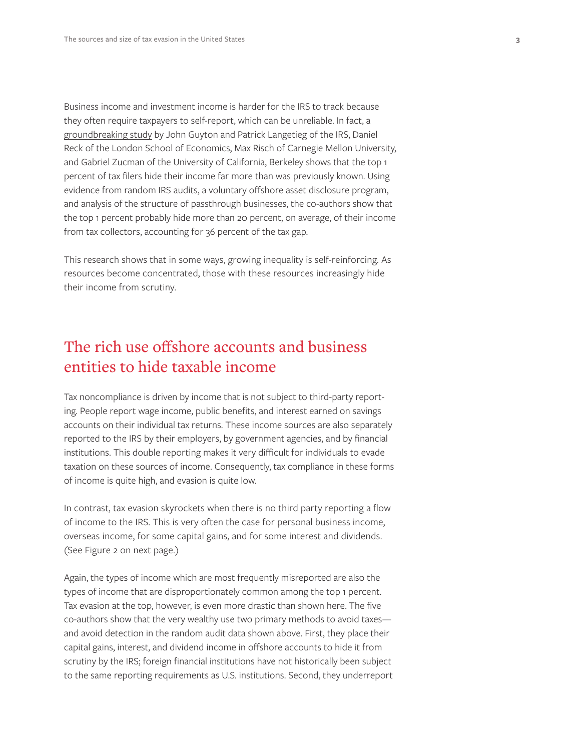Business income and investment income is harder for the IRS to track because they often require taxpayers to self-report, which can be unreliable. In fact, a groundbreaking study by John Guyton and Patrick Langetieg of the IRS, Daniel Reck of the London School of Economics, Max Risch of Carnegie Mellon University, and Gabriel Zucman of the University of California, Berkeley shows that the top 1 percent of tax filers hide their income far more than was previously known. Using evidence from random IRS audits, a voluntary offshore asset disclosure program, and analysis of the structure of passthrough businesses, the co-authors show that the top 1 percent probably hide more than 20 percent, on average, of their income from tax collectors, accounting for 36 percent of the tax gap.

This research shows that in some ways, growing inequality is self-reinforcing. As resources become concentrated, those with these resources increasingly hide their income from scrutiny.

## The rich use offshore accounts and business entities to hide taxable income

Tax noncompliance is driven by income that is not subject to third-party reporting. People report wage income, public benefits, and interest earned on savings accounts on their individual tax returns. These income sources are also separately reported to the IRS by their employers, by government agencies, and by financial institutions. This double reporting makes it very difficult for individuals to evade taxation on these sources of income. Consequently, tax compliance in these forms of income is quite high, and evasion is quite low.

In contrast, tax evasion skyrockets when there is no third party reporting a flow of income to the IRS. This is very often the case for personal business income, overseas income, for some capital gains, and for some interest and dividends. (See Figure 2 on next page.)

Again, the types of income which are most frequently misreported are also the types of income that are disproportionately common among the top 1 percent. Tax evasion at the top, however, is even more drastic than shown here. The five co-authors show that the very wealthy use two primary methods to avoid taxes—and avoid detection in the random audit data shown above. First, they place their capital gains, interest, and dividend income in offshore accounts to hide it from scrutiny by the IRS; foreign financial institutions have not historically been subject to the same reporting requirements as U.S. institutions. Second, they underreport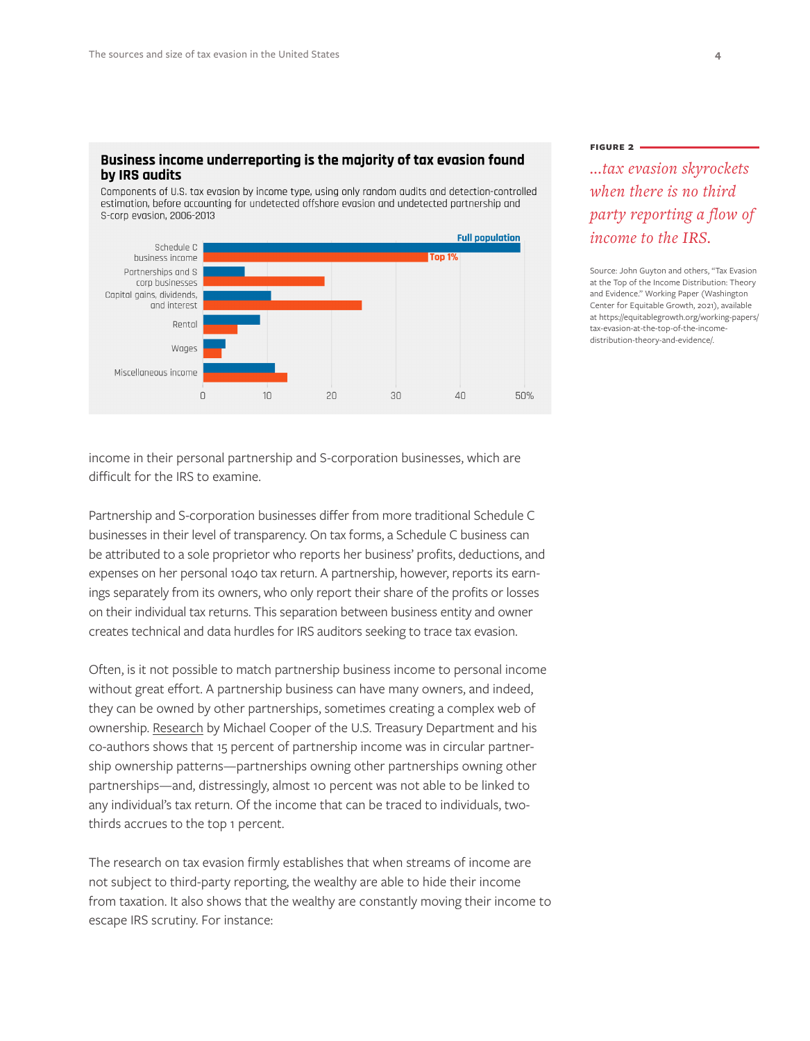**FIGURE 2**

*...tax evasion skyrockets when there is no third party reporting a flow of income to the IRS.*

### Business income underreporting is the majority of tax evasion found by IRS audits

Components of U.S. tax evasion by income type, using only random audits and detection-controlled estimation, before accounting for undetected offshore evasion and undetected partnership and S-corp evasion, 2006-2013

| Income type | Full population | Top 1% |
|---|---|---|
| Schedule C business income | ~49% | ~35% |
| Partnerships and S corp businesses | ~6% | ~19% |
| Capital gains, dividends, and interest | ~10% | ~25% |
| Rental | ~9% | ~5% |
| Wages | ~3% | ~3% |
| Miscellaneous income | ~11% | ~13% |

Source: John Guyton and others, "Tax Evasion at the Top of the Income Distribution: Theory and Evidence." Working Paper (Washington Center for Equitable Growth, 2021), available at https://equitablegrowth.org/working-papers/tax-evasion-at-the-top-of-the-income-distribution-theory-and-evidence/.

income in their personal partnership and S-corporation businesses, which are difficult for the IRS to examine.

Partnership and S-corporation businesses differ from more traditional Schedule C businesses in their level of transparency. On tax forms, a Schedule C business can be attributed to a sole proprietor who reports her business' profits, deductions, and expenses on her personal 1040 tax return. A partnership, however, reports its earnings separately from its owners, who only report their share of the profits or losses on their individual tax returns. This separation between business entity and owner creates technical and data hurdles for IRS auditors seeking to trace tax evasion.

Often, is it not possible to match partnership business income to personal income without great effort. A partnership business can have many owners, and indeed, they can be owned by other partnerships, sometimes creating a complex web of ownership. Research by Michael Cooper of the U.S. Treasury Department and his co-authors shows that 15 percent of partnership income was in circular partnership ownership patterns—partnerships owning other partnerships owning other partnerships—and, distressingly, almost 10 percent was not able to be linked to any individual's tax return. Of the income that can be traced to individuals, two-thirds accrues to the top 1 percent.

The research on tax evasion firmly establishes that when streams of income are not subject to third-party reporting, the wealthy are able to hide their income from taxation. It also shows that the wealthy are constantly moving their income to escape IRS scrutiny. For instance: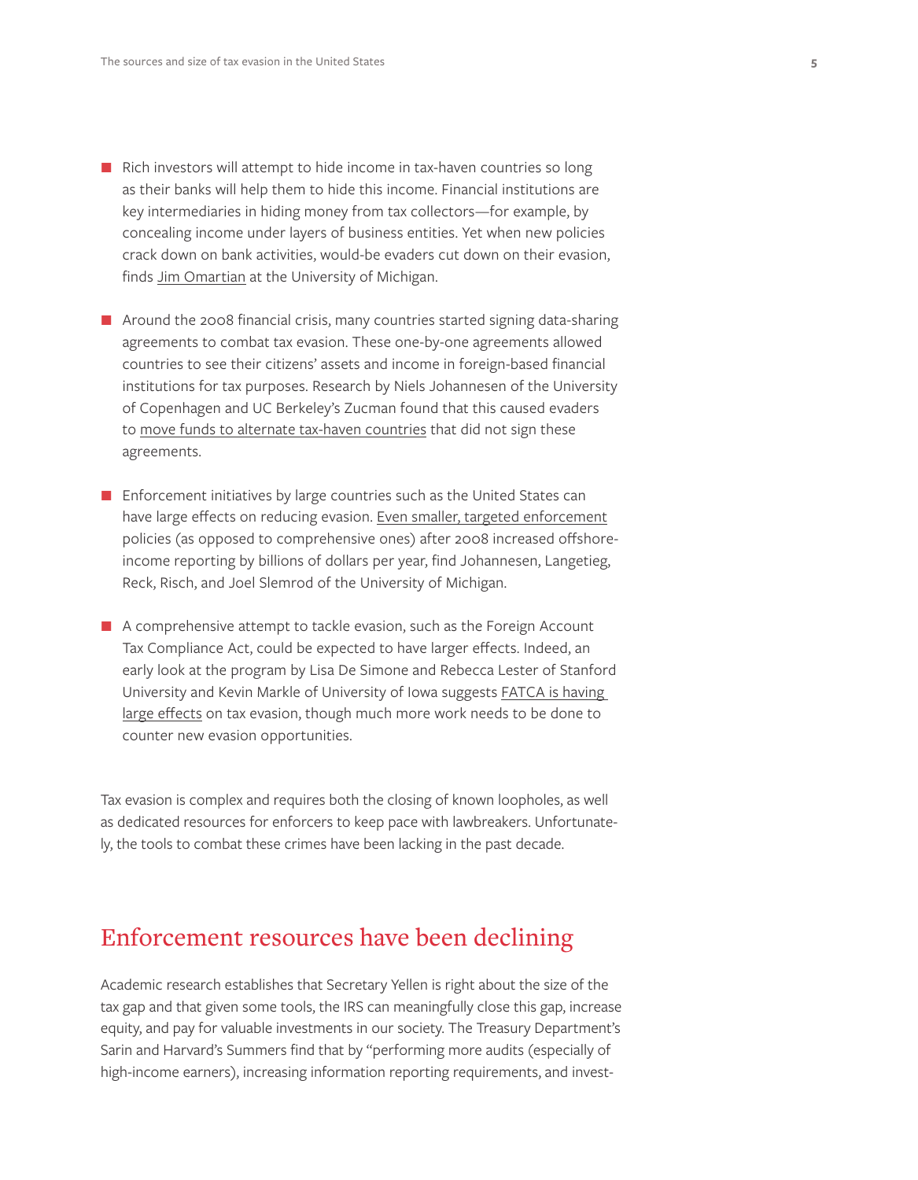- Rich investors will attempt to hide income in tax-haven countries so long as their banks will help them to hide this income. Financial institutions are key intermediaries in hiding money from tax collectors—for example, by concealing income under layers of business entities. Yet when new policies crack down on bank activities, would-be evaders cut down on their evasion, finds Jim Omartian at the University of Michigan.

- Around the 2008 financial crisis, many countries started signing data-sharing agreements to combat tax evasion. These one-by-one agreements allowed countries to see their citizens' assets and income in foreign-based financial institutions for tax purposes. Research by Niels Johannesen of the University of Copenhagen and UC Berkeley's Zucman found that this caused evaders to move funds to alternate tax-haven countries that did not sign these agreements.

- Enforcement initiatives by large countries such as the United States can have large effects on reducing evasion. Even smaller, targeted enforcement policies (as opposed to comprehensive ones) after 2008 increased offshore-income reporting by billions of dollars per year, find Johannesen, Langetieg, Reck, Risch, and Joel Slemrod of the University of Michigan.

- A comprehensive attempt to tackle evasion, such as the Foreign Account Tax Compliance Act, could be expected to have larger effects. Indeed, an early look at the program by Lisa De Simone and Rebecca Lester of Stanford University and Kevin Markle of University of Iowa suggests FATCA is having large effects on tax evasion, though much more work needs to be done to counter new evasion opportunities.

Tax evasion is complex and requires both the closing of known loopholes, as well as dedicated resources for enforcers to keep pace with lawbreakers. Unfortunately, the tools to combat these crimes have been lacking in the past decade.

## Enforcement resources have been declining

Academic research establishes that Secretary Yellen is right about the size of the tax gap and that given some tools, the IRS can meaningfully close this gap, increase equity, and pay for valuable investments in our society. The Treasury Department's Sarin and Harvard's Summers find that by "performing more audits (especially of high-income earners), increasing information reporting requirements, and invest-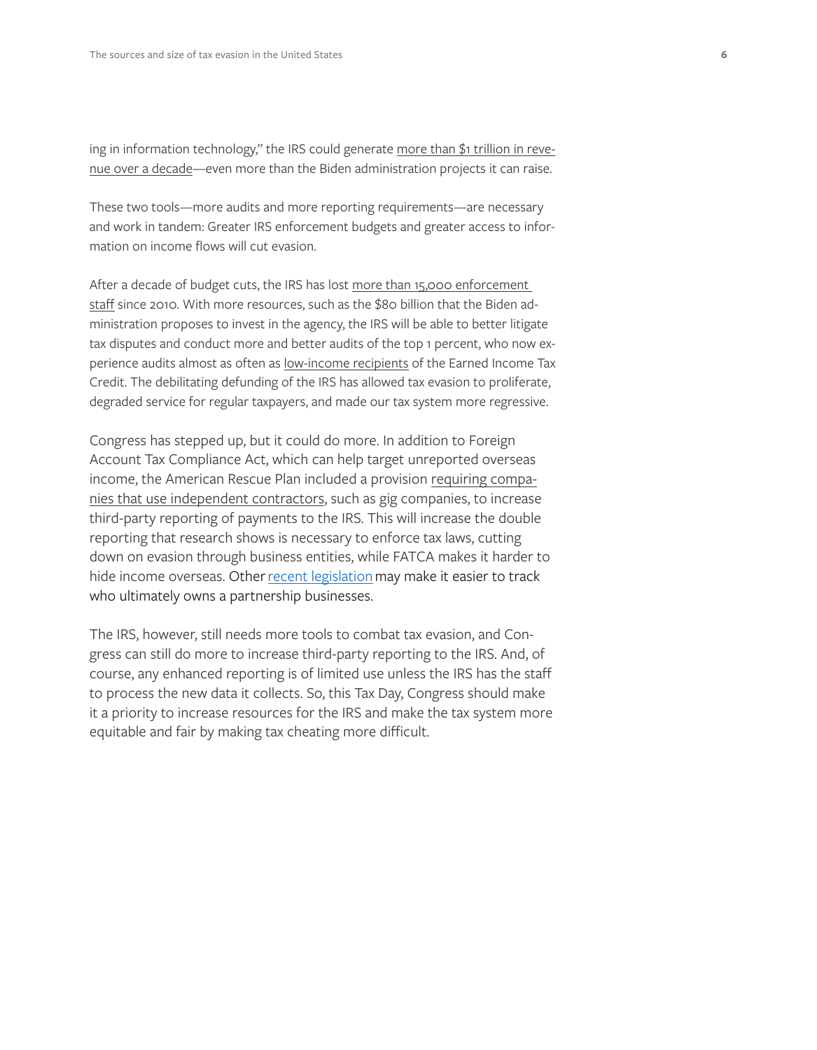ing in information technology," the IRS could generate more than $1 trillion in revenue over a decade—even more than the Biden administration projects it can raise.

These two tools—more audits and more reporting requirements—are necessary and work in tandem: Greater IRS enforcement budgets and greater access to information on income flows will cut evasion.

After a decade of budget cuts, the IRS has lost more than 15,000 enforcement staff since 2010. With more resources, such as the $80 billion that the Biden administration proposes to invest in the agency, the IRS will be able to better litigate tax disputes and conduct more and better audits of the top 1 percent, who now experience audits almost as often as low-income recipients of the Earned Income Tax Credit. The debilitating defunding of the IRS has allowed tax evasion to proliferate, degraded service for regular taxpayers, and made our tax system more regressive.

Congress has stepped up, but it could do more. In addition to Foreign Account Tax Compliance Act, which can help target unreported overseas income, the American Rescue Plan included a provision requiring companies that use independent contractors, such as gig companies, to increase third-party reporting of payments to the IRS. This will increase the double reporting that research shows is necessary to enforce tax laws, cutting down on evasion through business entities, while FATCA makes it harder to hide income overseas. Other recent legislation may make it easier to track who ultimately owns a partnership businesses.

The IRS, however, still needs more tools to combat tax evasion, and Congress can still do more to increase third-party reporting to the IRS. And, of course, any enhanced reporting is of limited use unless the IRS has the staff to process the new data it collects. So, this Tax Day, Congress should make it a priority to increase resources for the IRS and make the tax system more equitable and fair by making tax cheating more difficult.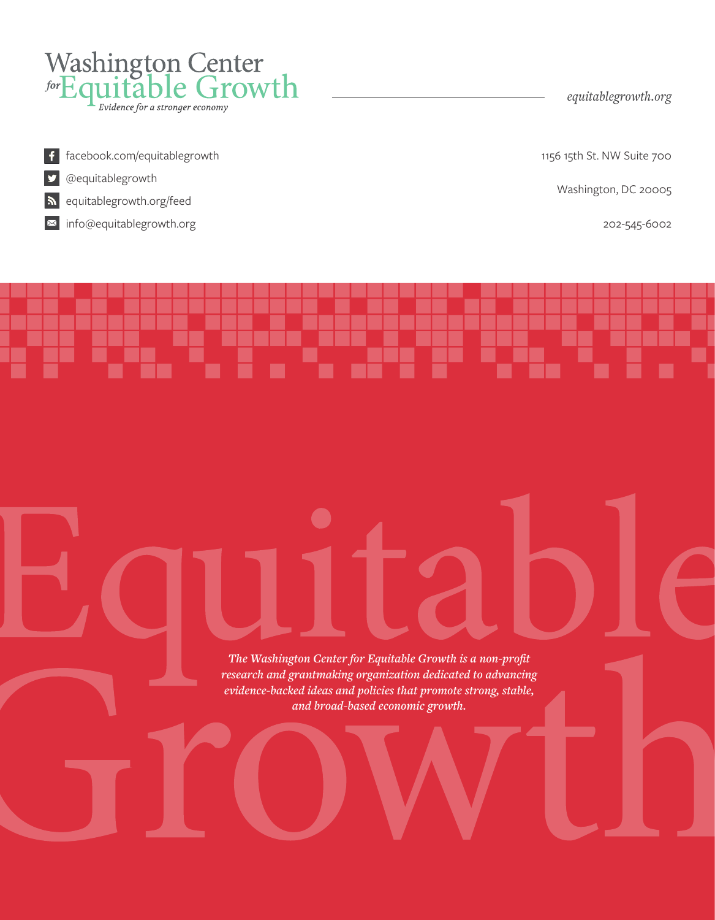Washington Center for Equitable Growth

*Evidence for a stronger economy*

*equitablegrowth.org*

facebook.com/equitablegrowth

@equitablegrowth

equitablegrowth.org/feed

info@equitablegrowth.org

1156 15th St. NW Suite 700

Washington, DC 20005

202-545-6002

Equitable Growth

*The Washington Center for Equitable Growth is a non-profit research and grantmaking organization dedicated to advancing evidence-backed ideas and policies that promote strong, stable, and broad-based economic growth.*